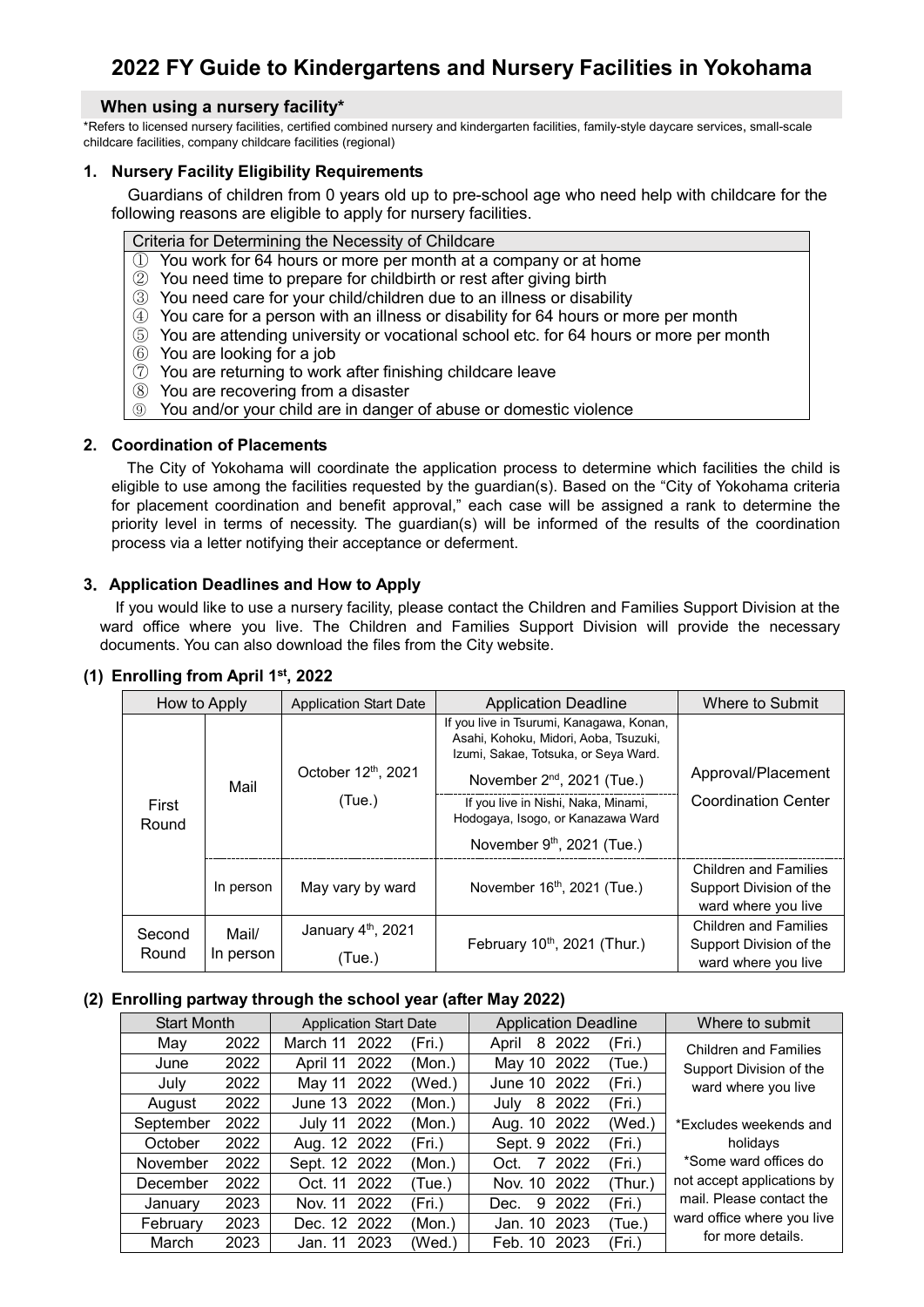# 2022 FY Guide to Kindergartens and Nursery Facilities in Yokohama

## When using a nursery facility*

*Refers to licensed nursery facilities, certified combined nursery and kindergarten facilities, family-style daycare services, small-scale childcare facilities, company childcare facilities (regional)

### 1. Nursery Facility Eligibility Requirements

Guardians of children from 0 years old up to pre-school age who need help with childcare for the following reasons are eligible to apply for nursery facilities.

| Criteria for Determining the Necessity of Childcare |
|---|
| ① You work for 64 hours or more per month at a company or at home |
| ② You need time to prepare for childbirth or rest after giving birth |
| ③ You need care for your child/children due to an illness or disability |
| ④ You care for a person with an illness or disability for 64 hours or more per month |
| ⑤ You are attending university or vocational school etc. for 64 hours or more per month |
| ⑥ You are looking for a job |
| ⑦ You are returning to work after finishing childcare leave |
| ⑧ You are recovering from a disaster |
| ⑨ You and/or your child are in danger of abuse or domestic violence |

### 2. Coordination of Placements

The City of Yokohama will coordinate the application process to determine which facilities the child is eligible to use among the facilities requested by the guardian(s). Based on the "City of Yokohama criteria for placement coordination and benefit approval," each case will be assigned a rank to determine the priority level in terms of necessity. The guardian(s) will be informed of the results of the coordination process via a letter notifying their acceptance or deferment.

### 3. Application Deadlines and How to Apply

If you would like to use a nursery facility, please contact the Children and Families Support Division at the ward office where you live. The Children and Families Support Division will provide the necessary documents. You can also download the files from the City website.

#### (1) Enrolling from April 1st, 2022

| How to Apply | | Application Start Date | Application Deadline | Where to Submit |
|---|---|---|---|---|
| First Round | Mail | October 12th, 2021 (Tue.) | If you live in Tsurumi, Kanagawa, Konan, Asahi, Kohoku, Midori, Aoba, Tsuzuki, Izumi, Sakae, Totsuka, or Seya Ward. November 2nd, 2021 (Tue.) | Approval/Placement Coordination Center |
| | | | If you live in Nishi, Naka, Minami, Hodogaya, Isogo, or Kanazawa Ward November 9th, 2021 (Tue.) | |
| | In person | May vary by ward | November 16th, 2021 (Tue.) | Children and Families Support Division of the ward where you live |
| Second Round | Mail/ In person | January 4th, 2021 (Tue.) | February 10th, 2021 (Thur.) | Children and Families Support Division of the ward where you live |

#### (2) Enrolling partway through the school year (after May 2022)

| Start Month | Application Start Date | Application Deadline | Where to submit |
|---|---|---|---|
| May 2022 | March 11 2022 (Fri.) | April 8 2022 (Fri.) | Children and Families Support Division of the ward where you live<br><br>*Excludes weekends and holidays<br>*Some ward offices do not accept applications by mail. Please contact the ward office where you live for more details. |
| June 2022 | April 11 2022 (Mon.) | May 10 2022 (Tue.) | |
| July 2022 | May 11 2022 (Wed.) | June 10 2022 (Fri.) | |
| August 2022 | June 13 2022 (Mon.) | July 8 2022 (Fri.) | |
| September 2022 | July 11 2022 (Mon.) | Aug. 10 2022 (Wed.) | |
| October 2022 | Aug. 12 2022 (Fri.) | Sept. 9 2022 (Fri.) | |
| November 2022 | Sept. 12 2022 (Mon.) | Oct. 7 2022 (Fri.) | |
| December 2022 | Oct. 11 2022 (Tue.) | Nov. 10 2022 (Thur.) | |
| January 2023 | Nov. 11 2022 (Fri.) | Dec. 9 2022 (Fri.) | |
| February 2023 | Dec. 12 2022 (Mon.) | Jan. 10 2023 (Tue.) | |
| March 2023 | Jan. 11 2023 (Wed.) | Feb. 10 2023 (Fri.) | |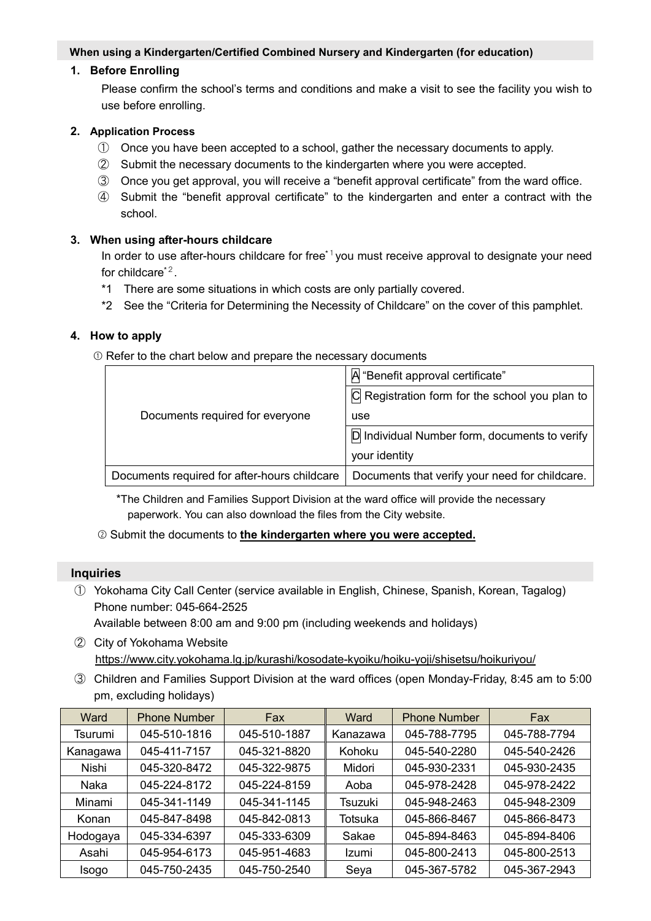## When using a Kindergarten/Certified Combined Nursery and Kindergarten (for education)

### 1. Before Enrolling

Please confirm the school's terms and conditions and make a visit to see the facility you wish to use before enrolling.

### 2. Application Process

① Once you have been accepted to a school, gather the necessary documents to apply.

② Submit the necessary documents to the kindergarten where you were accepted.

③ Once you get approval, you will receive a "benefit approval certificate" from the ward office.

④ Submit the "benefit approval certificate" to the kindergarten and enter a contract with the school.

### 3. When using after-hours childcare

In order to use after-hours childcare for free[*1] you must receive approval to designate your need for childcare[*2].

*1 There are some situations in which costs are only partially covered.

*2 See the "Criteria for Determining the Necessity of Childcare" on the cover of this pamphlet.

### 4. How to apply

① Refer to the chart below and prepare the necessary documents

| | |
|---|---|
| Documents required for everyone | A "Benefit approval certificate" |
| | C Registration form for the school you plan to use |
| | D Individual Number form, documents to verify your identity |
| Documents required for after-hours childcare | Documents that verify your need for childcare. |

*The Children and Families Support Division at the ward office will provide the necessary paperwork. You can also download the files from the City website.

② Submit the documents to **the kindergarten where you were accepted.**

## Inquiries

① Yokohama City Call Center (service available in English, Chinese, Spanish, Korean, Tagalog)
Phone number: 045-664-2525
Available between 8:00 am and 9:00 pm (including weekends and holidays)

② City of Yokohama Website
https://www.city.yokohama.lg.jp/kurashi/kosodate-kyoiku/hoiku-yoji/shisetsu/hoikuriyou/

③ Children and Families Support Division at the ward offices (open Monday-Friday, 8:45 am to 5:00 pm, excluding holidays)

| Ward | Phone Number | Fax | Ward | Phone Number | Fax |
|---|---|---|---|---|---|
| Tsurumi | 045-510-1816 | 045-510-1887 | Kanazawa | 045-788-7795 | 045-788-7794 |
| Kanagawa | 045-411-7157 | 045-321-8820 | Kohoku | 045-540-2280 | 045-540-2426 |
| Nishi | 045-320-8472 | 045-322-9875 | Midori | 045-930-2331 | 045-930-2435 |
| Naka | 045-224-8172 | 045-224-8159 | Aoba | 045-978-2428 | 045-978-2422 |
| Minami | 045-341-1149 | 045-341-1145 | Tsuzuki | 045-948-2463 | 045-948-2309 |
| Konan | 045-847-8498 | 045-842-0813 | Totsuka | 045-866-8467 | 045-866-8473 |
| Hodogaya | 045-334-6397 | 045-333-6309 | Sakae | 045-894-8463 | 045-894-8406 |
| Asahi | 045-954-6173 | 045-951-4683 | Izumi | 045-800-2413 | 045-800-2513 |
| Isogo | 045-750-2435 | 045-750-2540 | Seya | 045-367-5782 | 045-367-2943 |